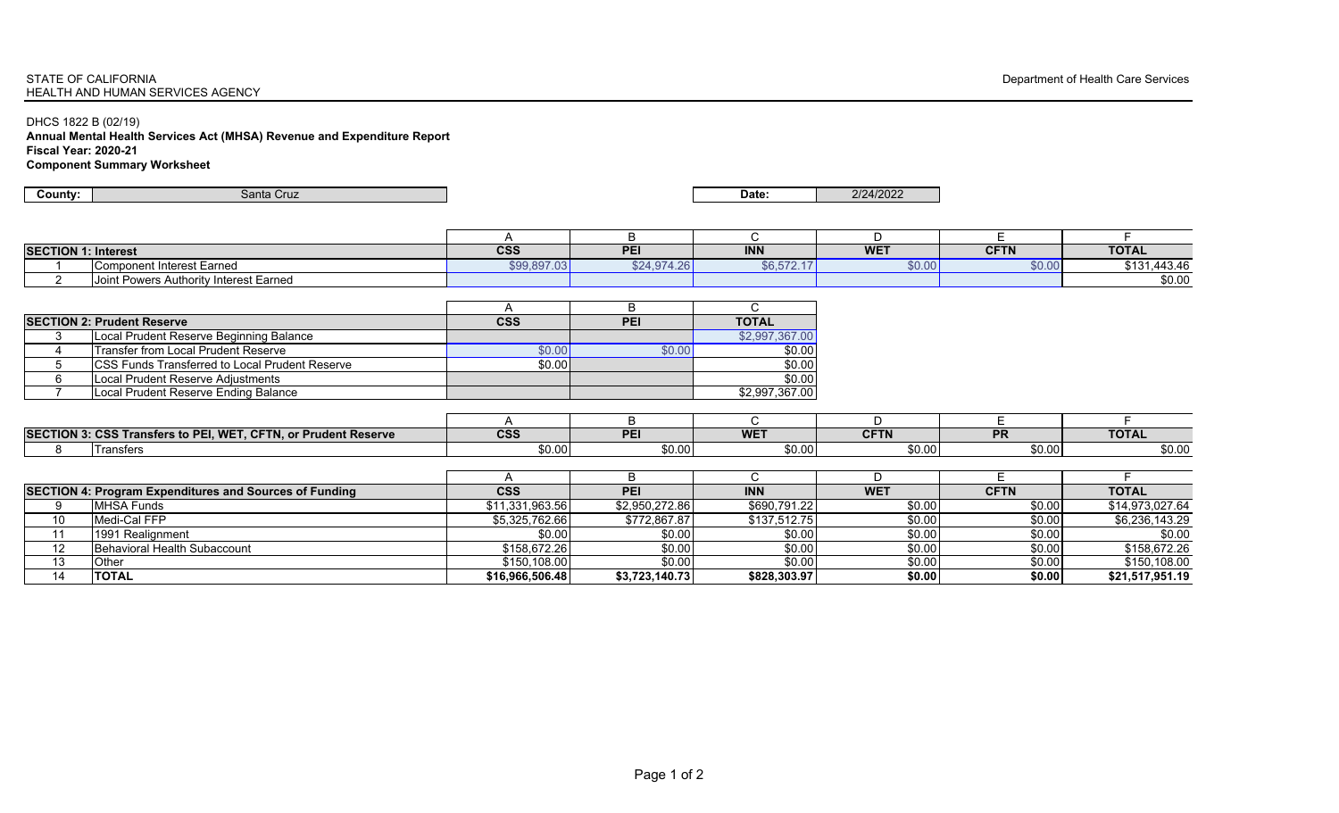STATE OF CALIFORNIA
HEALTH AND HUMAN SERVICES AGENCY

Department of Health Care Services

DHCS 1822 B (02/19)

**Annual Mental Health Services Act (MHSA) Revenue and Expenditure Report**
**Fiscal Year: 2020-21**
**Component Summary Worksheet**

| County: | Santa Cruz | Date: | 2/24/2022 |
|---|---|---|---|

| | | A | B | C | D | E | F |
|---|---|---|---|---|---|---|---|
| **SECTION 1: Interest** | | **CSS** | **PEI** | **INN** | **WET** | **CFTN** | **TOTAL** |
| 1 | Component Interest Earned | $99,897.03 | $24,974.26 | $6,572.17 | $0.00 | $0.00 | $131,443.46 |
| 2 | Joint Powers Authority Interest Earned | | | | | | $0.00 |

| | | A | B | C |
|---|---|---|---|---|
| **SECTION 2: Prudent Reserve** | | **CSS** | **PEI** | **TOTAL** |
| 3 | Local Prudent Reserve Beginning Balance | | | $2,997,367.00 |
| 4 | Transfer from Local Prudent Reserve | $0.00 | $0.00 | $0.00 |
| 5 | CSS Funds Transferred to Local Prudent Reserve | $0.00 | | $0.00 |
| 6 | Local Prudent Reserve Adjustments | | | $0.00 |
| 7 | Local Prudent Reserve Ending Balance | | | $2,997,367.00 |

| | | A | B | C | D | E | F |
|---|---|---|---|---|---|---|---|
| **SECTION 3: CSS Transfers to PEI, WET, CFTN, or Prudent Reserve** | | **CSS** | **PEI** | **WET** | **CFTN** | **PR** | **TOTAL** |
| 8 | Transfers | $0.00 | $0.00 | $0.00 | $0.00 | $0.00 | $0.00 |

| | | A | B | C | D | E | F |
|---|---|---|---|---|---|---|---|
| **SECTION 4: Program Expenditures and Sources of Funding** | | **CSS** | **PEI** | **INN** | **WET** | **CFTN** | **TOTAL** |
| 9 | MHSA Funds | $11,331,963.56 | $2,950,272.86 | $690,791.22 | $0.00 | $0.00 | $14,973,027.64 |
| 10 | Medi-Cal FFP | $5,325,762.66 | $772,867.87 | $137,512.75 | $0.00 | $0.00 | $6,236,143.29 |
| 11 | 1991 Realignment | $0.00 | $0.00 | $0.00 | $0.00 | $0.00 | $0.00 |
| 12 | Behavioral Health Subaccount | $158,672.26 | $0.00 | $0.00 | $0.00 | $0.00 | $158,672.26 |
| 13 | Other | $150,108.00 | $0.00 | $0.00 | $0.00 | $0.00 | $150,108.00 |
| 14 | **TOTAL** | **$16,966,506.48** | **$3,723,140.73** | **$828,303.97** | **$0.00** | **$0.00** | **$21,517,951.19** |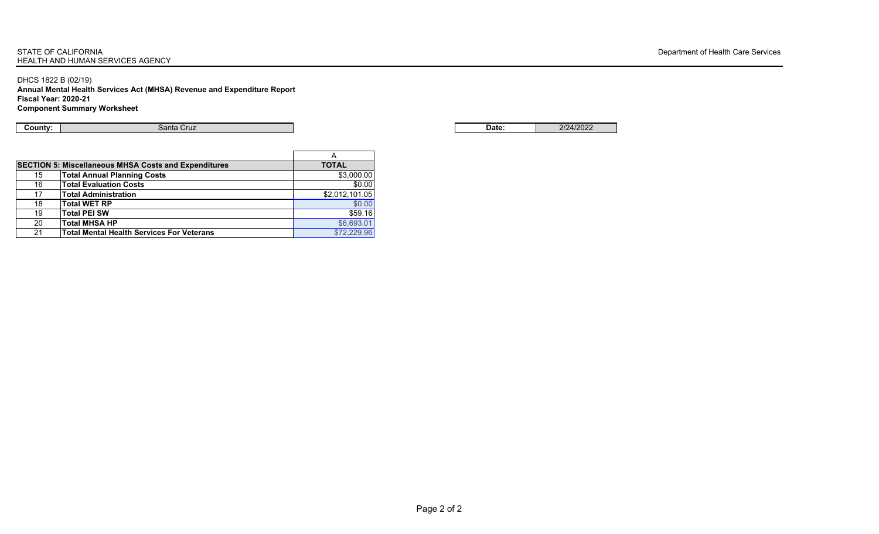STATE OF CALIFORNIA
HEALTH AND HUMAN SERVICES AGENCY

Department of Health Care Services

DHCS 1822 B (02/19)

**Annual Mental Health Services Act (MHSA) Revenue and Expenditure Report**
**Fiscal Year: 2020-21**
**Component Summary Worksheet**

| **County:** | Santa Cruz |
|---|---|

| **Date:** | 2/24/2022 |
|---|---|

| | | A |
|---|---|---|
| **SECTION 5: Miscellaneous MHSA Costs and Expenditures** | | **TOTAL** |
| 15 | **Total Annual Planning Costs** | $3,000.00 |
| 16 | **Total Evaluation Costs** | $0.00 |
| 17 | **Total Administration** | $2,012,101.05 |
| 18 | **Total WET RP** | $0.00 |
| 19 | **Total PEI SW** | $59.16 |
| 20 | **Total MHSA HP** | $6,693.01 |
| 21 | **Total Mental Health Services For Veterans** | $72,229.96 |